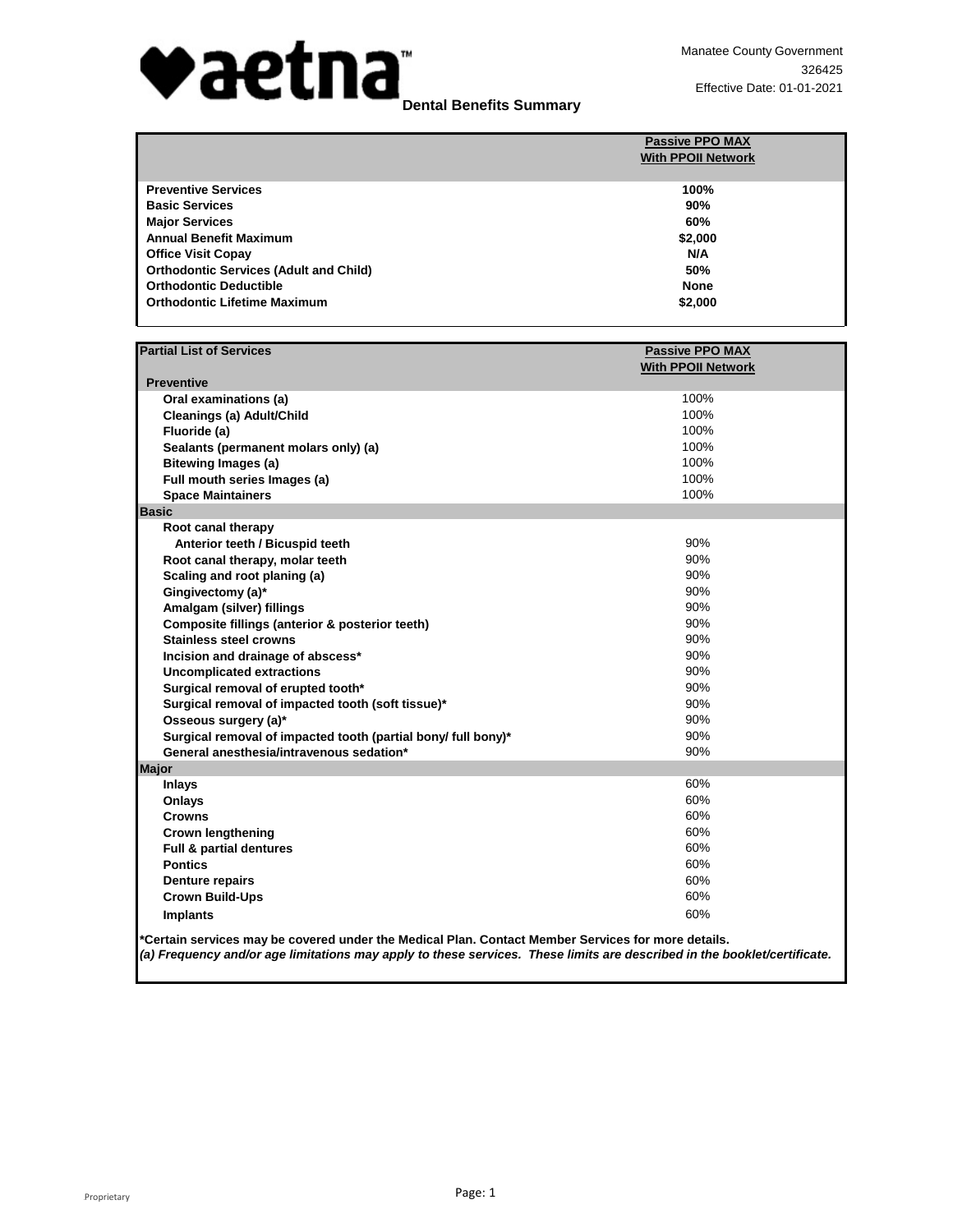aetna™

Manatee County Government
326425
Effective Date: 01-01-2021

## Dental Benefits Summary

| | Passive PPO MAX With PPOII Network |
|---|---|
| **Preventive Services** | **100%** |
| **Basic Services** | **90%** |
| **Major Services** | **60%** |
| **Annual Benefit Maximum** | **$2,000** |
| **Office Visit Copay** | **N/A** |
| **Orthodontic Services (Adult and Child)** | **50%** |
| **Orthodontic Deductible** | **None** |
| **Orthodontic Lifetime Maximum** | **$2,000** |

| Partial List of Services | Passive PPO MAX With PPOII Network |
|---|---|
| **Preventive** | |
| Oral examinations (a) | 100% |
| Cleanings (a) Adult/Child | 100% |
| Fluoride (a) | 100% |
| Sealants (permanent molars only) (a) | 100% |
| Bitewing Images (a) | 100% |
| Full mouth series Images (a) | 100% |
| Space Maintainers | 100% |
| **Basic** | |
| Root canal therapy | |
| Anterior teeth / Bicuspid teeth | 90% |
| Root canal therapy, molar teeth | 90% |
| Scaling and root planing (a) | 90% |
| Gingivectomy (a)* | 90% |
| Amalgam (silver) fillings | 90% |
| Composite fillings (anterior & posterior teeth) | 90% |
| Stainless steel crowns | 90% |
| Incision and drainage of abscess* | 90% |
| Uncomplicated extractions | 90% |
| Surgical removal of erupted tooth* | 90% |
| Surgical removal of impacted tooth (soft tissue)* | 90% |
| Osseous surgery (a)* | 90% |
| Surgical removal of impacted tooth (partial bony/ full bony)* | 90% |
| General anesthesia/intravenous sedation* | 90% |
| **Major** | |
| Inlays | 60% |
| Onlays | 60% |
| Crowns | 60% |
| Crown lengthening | 60% |
| Full & partial dentures | 60% |
| Pontics | 60% |
| Denture repairs | 60% |
| Crown Build-Ups | 60% |
| Implants | 60% |

**\*Certain services may be covered under the Medical Plan. Contact Member Services for more details.**

***(a) Frequency and/or age limitations may apply to these services. These limits are described in the booklet/certificate.***

Proprietary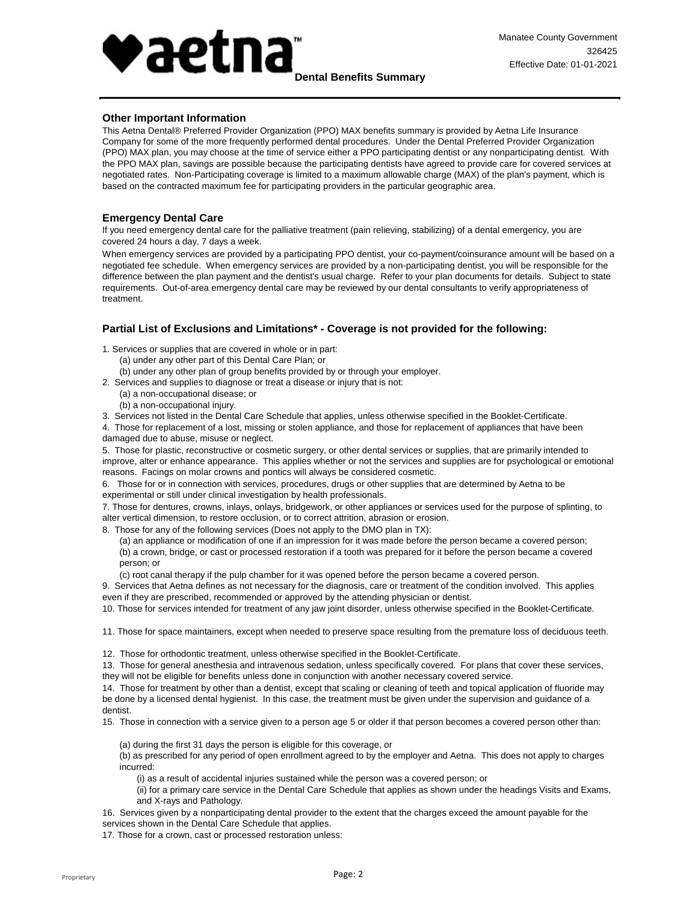## Other Important Information

This Aetna Dental® Preferred Provider Organization (PPO) MAX benefits summary is provided by Aetna Life Insurance Company for some of the more frequently performed dental procedures. Under the Dental Preferred Provider Organization (PPO) MAX plan, you may choose at the time of service either a PPO participating dentist or any nonparticipating dentist. With the PPO MAX plan, savings are possible because the participating dentists have agreed to provide care for covered services at negotiated rates. Non-Participating coverage is limited to a maximum allowable charge (MAX) of the plan's payment, which is based on the contracted maximum fee for participating providers in the particular geographic area.

## Emergency Dental Care

If you need emergency dental care for the palliative treatment (pain relieving, stabilizing) of a dental emergency, you are covered 24 hours a day, 7 days a week.

When emergency services are provided by a participating PPO dentist, your co-payment/coinsurance amount will be based on a negotiated fee schedule. When emergency services are provided by a non-participating dentist, you will be responsible for the difference between the plan payment and the dentist's usual charge. Refer to your plan documents for details. Subject to state requirements. Out-of-area emergency dental care may be reviewed by our dental consultants to verify appropriateness of treatment.

## Partial List of Exclusions and Limitations* - Coverage is not provided for the following:

1. Services or supplies that are covered in whole or in part:
   (a) under any other part of this Dental Care Plan; or
   (b) under any other plan of group benefits provided by or through your employer.
2. Services and supplies to diagnose or treat a disease or injury that is not:
   (a) a non-occupational disease; or
   (b) a non-occupational injury.
3. Services not listed in the Dental Care Schedule that applies, unless otherwise specified in the Booklet-Certificate.
4. Those for replacement of a lost, missing or stolen appliance, and those for replacement of appliances that have been damaged due to abuse, misuse or neglect.
5. Those for plastic, reconstructive or cosmetic surgery, or other dental services or supplies, that are primarily intended to improve, alter or enhance appearance. This applies whether or not the services and supplies are for psychological or emotional reasons. Facings on molar crowns and pontics will always be considered cosmetic.
6. Those for or in connection with services, procedures, drugs or other supplies that are determined by Aetna to be experimental or still under clinical investigation by health professionals.
7. Those for dentures, crowns, inlays, onlays, bridgework, or other appliances or services used for the purpose of splinting, to alter vertical dimension, to restore occlusion, or to correct attrition, abrasion or erosion.
8. Those for any of the following services (Does not apply to the DMO plan in TX):
   (a) an appliance or modification of one if an impression for it was made before the person became a covered person;
   (b) a crown, bridge, or cast or processed restoration if a tooth was prepared for it before the person became a covered person; or
   (c) root canal therapy if the pulp chamber for it was opened before the person became a covered person.
9. Services that Aetna defines as not necessary for the diagnosis, care or treatment of the condition involved. This applies even if they are prescribed, recommended or approved by the attending physician or dentist.
10. Those for services intended for treatment of any jaw joint disorder, unless otherwise specified in the Booklet-Certificate.
11. Those for space maintainers, except when needed to preserve space resulting from the premature loss of deciduous teeth.
12. Those for orthodontic treatment, unless otherwise specified in the Booklet-Certificate.
13. Those for general anesthesia and intravenous sedation, unless specifically covered. For plans that cover these services, they will not be eligible for benefits unless done in conjunction with another necessary covered service.
14. Those for treatment by other than a dentist, except that scaling or cleaning of teeth and topical application of fluoride may be done by a licensed dental hygienist. In this case, the treatment must be given under the supervision and guidance of a dentist.
15. Those in connection with a service given to a person age 5 or older if that person becomes a covered person other than:
   (a) during the first 31 days the person is eligible for this coverage, or
   (b) as prescribed for any period of open enrollment agreed to by the employer and Aetna. This does not apply to charges incurred:
      (i) as a result of accidental injuries sustained while the person was a covered person; or
      (ii) for a primary care service in the Dental Care Schedule that applies as shown under the headings Visits and Exams, and X-rays and Pathology.
16. Services given by a nonparticipating dental provider to the extent that the charges exceed the amount payable for the services shown in the Dental Care Schedule that applies.
17. Those for a crown, cast or processed restoration unless: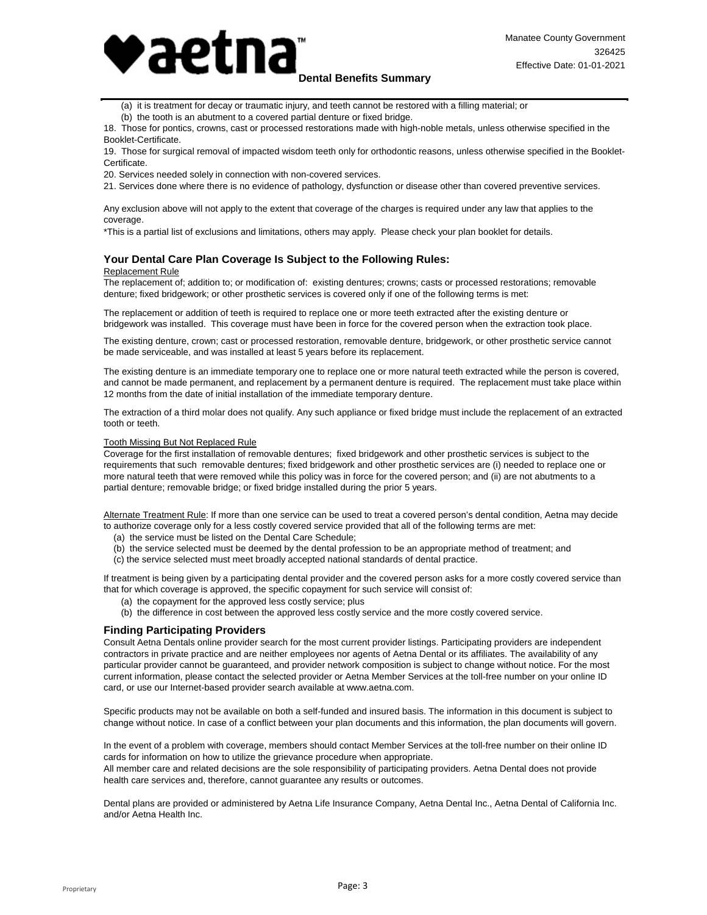(a) it is treatment for decay or traumatic injury, and teeth cannot be restored with a filling material; or
(b) the tooth is an abutment to a covered partial denture or fixed bridge.

18. Those for pontics, crowns, cast or processed restorations made with high-noble metals, unless otherwise specified in the Booklet-Certificate.
19. Those for surgical removal of impacted wisdom teeth only for orthodontic reasons, unless otherwise specified in the Booklet-Certificate.
20. Services needed solely in connection with non-covered services.
21. Services done where there is no evidence of pathology, dysfunction or disease other than covered preventive services.

Any exclusion above will not apply to the extent that coverage of the charges is required under any law that applies to the coverage.
*This is a partial list of exclusions and limitations, others may apply. Please check your plan booklet for details.

## Your Dental Care Plan Coverage Is Subject to the Following Rules:

Replacement Rule
The replacement of; addition to; or modification of: existing dentures; crowns; casts or processed restorations; removable denture; fixed bridgework; or other prosthetic services is covered only if one of the following terms is met:

The replacement or addition of teeth is required to replace one or more teeth extracted after the existing denture or bridgework was installed. This coverage must have been in force for the covered person when the extraction took place.

The existing denture, crown; cast or processed restoration, removable denture, bridgework, or other prosthetic service cannot be made serviceable, and was installed at least 5 years before its replacement.

The existing denture is an immediate temporary one to replace one or more natural teeth extracted while the person is covered, and cannot be made permanent, and replacement by a permanent denture is required. The replacement must take place within 12 months from the date of initial installation of the immediate temporary denture.

The extraction of a third molar does not qualify. Any such appliance or fixed bridge must include the replacement of an extracted tooth or teeth.

Tooth Missing But Not Replaced Rule
Coverage for the first installation of removable dentures; fixed bridgework and other prosthetic services is subject to the requirements that such removable dentures; fixed bridgework and other prosthetic services are (i) needed to replace one or more natural teeth that were removed while this policy was in force for the covered person; and (ii) are not abutments to a partial denture; removable bridge; or fixed bridge installed during the prior 5 years.

Alternate Treatment Rule: If more than one service can be used to treat a covered person's dental condition, Aetna may decide to authorize coverage only for a less costly covered service provided that all of the following terms are met:
(a) the service must be listed on the Dental Care Schedule;
(b) the service selected must be deemed by the dental profession to be an appropriate method of treatment; and
(c) the service selected must meet broadly accepted national standards of dental practice.

If treatment is being given by a participating dental provider and the covered person asks for a more costly covered service than that for which coverage is approved, the specific copayment for such service will consist of:
(a) the copayment for the approved less costly service; plus
(b) the difference in cost between the approved less costly service and the more costly covered service.

## Finding Participating Providers

Consult Aetna Dentals online provider search for the most current provider listings. Participating providers are independent contractors in private practice and are neither employees nor agents of Aetna Dental or its affiliates. The availability of any particular provider cannot be guaranteed, and provider network composition is subject to change without notice. For the most current information, please contact the selected provider or Aetna Member Services at the toll-free number on your online ID card, or use our Internet-based provider search available at www.aetna.com.

Specific products may not be available on both a self-funded and insured basis. The information in this document is subject to change without notice. In case of a conflict between your plan documents and this information, the plan documents will govern.

In the event of a problem with coverage, members should contact Member Services at the toll-free number on their online ID cards for information on how to utilize the grievance procedure when appropriate.
All member care and related decisions are the sole responsibility of participating providers. Aetna Dental does not provide health care services and, therefore, cannot guarantee any results or outcomes.

Dental plans are provided or administered by Aetna Life Insurance Company, Aetna Dental Inc., Aetna Dental of California Inc. and/or Aetna Health Inc.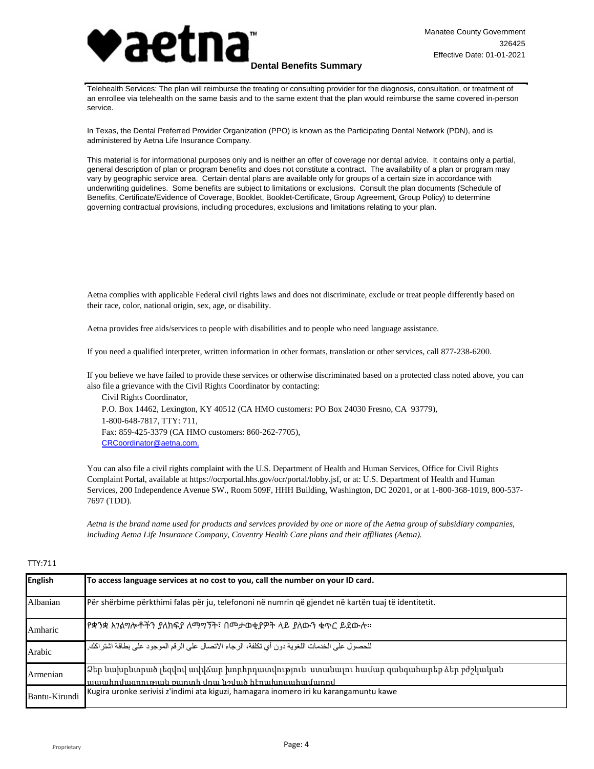Telehealth Services: The plan will reimburse the treating or consulting provider for the diagnosis, consultation, or treatment of an enrollee via telehealth on the same basis and to the same extent that the plan would reimburse the same covered in-person service.

In Texas, the Dental Preferred Provider Organization (PPO) is known as the Participating Dental Network (PDN), and is administered by Aetna Life Insurance Company.

This material is for informational purposes only and is neither an offer of coverage nor dental advice. It contains only a partial, general description of plan or program benefits and does not constitute a contract. The availability of a plan or program may vary by geographic service area. Certain dental plans are available only for groups of a certain size in accordance with underwriting guidelines. Some benefits are subject to limitations or exclusions. Consult the plan documents (Schedule of Benefits, Certificate/Evidence of Coverage, Booklet, Booklet-Certificate, Group Agreement, Group Policy) to determine governing contractual provisions, including procedures, exclusions and limitations relating to your plan.

Aetna complies with applicable Federal civil rights laws and does not discriminate, exclude or treat people differently based on their race, color, national origin, sex, age, or disability.

Aetna provides free aids/services to people with disabilities and to people who need language assistance.

If you need a qualified interpreter, written information in other formats, translation or other services, call 877-238-6200.

If you believe we have failed to provide these services or otherwise discriminated based on a protected class noted above, you can also file a grievance with the Civil Rights Coordinator by contacting:

Civil Rights Coordinator,
P.O. Box 14462, Lexington, KY 40512 (CA HMO customers: PO Box 24030 Fresno, CA 93779),
1-800-648-7817, TTY: 711,
Fax: 859-425-3379 (CA HMO customers: 860-262-7705),
CRCoordinator@aetna.com.

You can also file a civil rights complaint with the U.S. Department of Health and Human Services, Office for Civil Rights Complaint Portal, available at https://ocrportal.hhs.gov/ocr/portal/lobby.jsf, or at: U.S. Department of Health and Human Services, 200 Independence Avenue SW., Room 509F, HHH Building, Washington, DC 20201, or at 1-800-368-1019, 800-537-7697 (TDD).

*Aetna is the brand name used for products and services provided by one or more of the Aetna group of subsidiary companies, including Aetna Life Insurance Company, Coventry Health Care plans and their affiliates (Aetna).*

TTY:711

| **English** | **To access language services at no cost to you, call the number on your ID card.** |
|---|---|
| Albanian | Për shërbime përkthimi falas për ju, telefononi në numrin që gjendet në kartën tuaj të identitetit. |
| Amharic | የቋንቋ አገልግሎቶችን ያለክፍያ ለማግኘት፣ በመታወቂያዎት ላይ ያለውን ቁጥር ይደውሉ። |
| Arabic | للحصول على الخدمات اللغوية دون أي تكلفة، الرجاء الاتصال على الرقم الموجود على بطاقة اشتراكك. |
| Armenian | Ձեր նախընտրած լեզվով ավվճար խորհրդատվություն ստանալու համար զանգահարեք ձեր բժշկական ապահովագրության քարտի վրա նշված հեռախոսահամարով |
| Bantu-Kirundi | Kugira uronke serivisi z'indimi ata kiguzi, hamagara inomero iri ku karangamuntu kawe |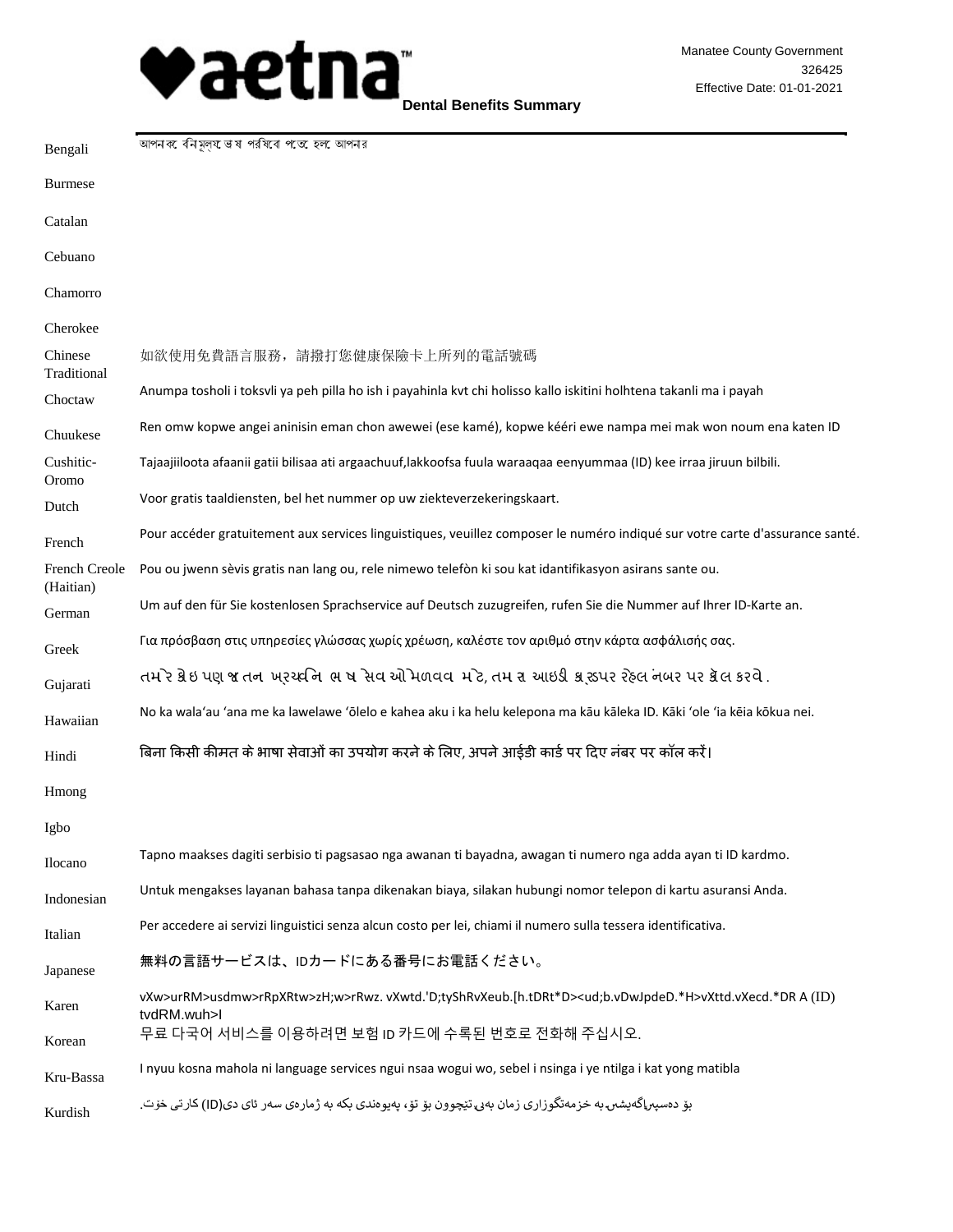Manatee County Government
326425
Effective Date: 01-01-2021

**Dental Benefits Summary**

| Language | |
|---|---|
| Bengali | আপনাকে বিনামূল্যে ভাষা পরিষেবা পেতে হলে আপনার |
| Burmese | |
| Catalan | |
| Cebuano | |
| Chamorro | |
| Cherokee | |
| Chinese Traditional | 如欲使用免費語言服務，請撥打您健康保險卡上所列的電話號碼 |
| Choctaw | Anumpa tosholi i toksvli ya peh pilla ho ish i payahinla kvt chi holisso kallo iskitini holhtena takanli ma i payah |
| Chuukese | Ren omw kopwe angei aninisin eman chon awewei (ese kamé), kopwe kééri ewe nampa mei mak won noum ena katen ID |
| Cushitic-Oromo | Tajaajiiloota afaanii gatii bilisaa ati argaachuuf,lakkoofsa fuula waraaqaa eenyummaa (ID) kee irraa jiruun bilbili. |
| Dutch | Voor gratis taaldiensten, bel het nummer op uw ziekteverzekeringskaart. |
| French | Pour accéder gratuitement aux services linguistiques, veuillez composer le numéro indiqué sur votre carte d'assurance santé. |
| French Creole (Haitian) | Pou ou jwenn sèvis gratis nan lang ou, rele nimewo telefòn ki sou kat idantifikasyon asirans sante ou. |
| German | Um auf den für Sie kostenlosen Sprachservice auf Deutsch zuzugreifen, rufen Sie die Nummer auf Ihrer ID-Karte an. |
| Greek | Για πρόσβαση στις υπηρεσίες γλώσσας χωρίς χρέωση, καλέστε τον αριθμό στην κάρτα ασφάλισής σας. |
| Gujarati | તમારે કોઇ પણ જાતના ખર્ચ વિના ભાષા સેવાઓ મેળવવા માટે, તમારા આઇડી કાર્ડ પર રહેલ નંબર પર કૉલ કરવો. |
| Hawaiian | No ka wala'au 'ana me ka lawelawe 'ōlelo e kahea aku i ka helu kelepona ma kāu kāleka ID. Kāki 'ole 'ia kēia kōkua nei. |
| Hindi | बिना किसी कीमत के भाषा सेवाओं का उपयोग करने के लिए, अपने आईडी कार्ड पर दिए नंबर पर कॉल करें। |
| Hmong | |
| Igbo | |
| Ilocano | Tapno maakses dagiti serbisio ti pagsasao nga awanan ti bayadna, awagan ti numero nga adda ayan ti ID kardmo. |
| Indonesian | Untuk mengakses layanan bahasa tanpa dikenakan biaya, silakan hubungi nomor telepon di kartu asuransi Anda. |
| Italian | Per accedere ai servizi linguistici senza alcun costo per lei, chiami il numero sulla tessera identificativa. |
| Japanese | 無料の言語サービスは、IDカードにある番号にお電話ください。 |
| Karen | vXw>urRM>usdmw>rRpXRtw>zH;w>rRwz. vXwtd.'D;tyShRvXeub.[h.tDRt*D><ud;b.vDwJpdeD.*H>vXttd.vXecd.*DR A (ID) tvdRM.wuh>I |
| Korean | 무료 다국어 서비스를 이용하려면 보험 ID 카드에 수록된 번호로 전화해 주십시오. |
| Kru-Bassa | I nyuu kosna mahola ni language services ngui nsaa wogui wo, sebel i nsinga i ye ntilga i kat yong matibla |
| Kurdish | بۆ دەسپێڕاگەیشتن بە خزمەتگوزاری زمان بەبێ تێچوون بۆ تۆ، پەیوەندی بکە بە ژمارەی سەر ئای دی(ID) کارتی خۆت. |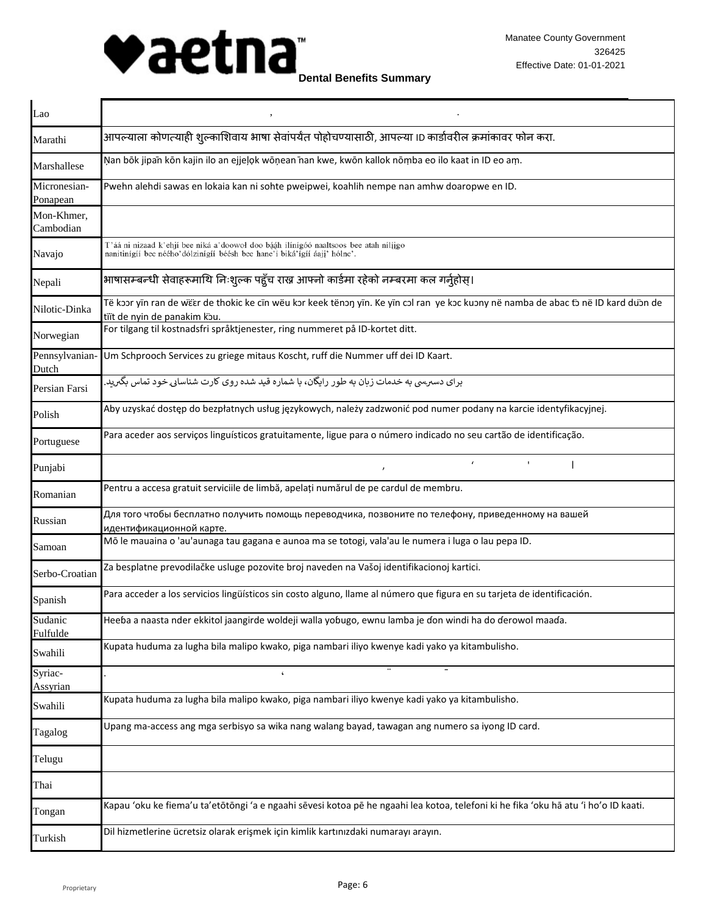| | |
|---|---|
| Lao | , . |
| Marathi | आपल्याला कोणत्याही शुल्काशिवाय भाषा सेवांपर्यंत पोहोचण्यासाठी, आपल्या ID कार्डावरील क्रमांकावर फोन करा. |
| Marshallese | Ņan bōk jipañ kōn kajin ilo an ejjeļọk wōņean ñan kwe, kwōn kallok nōṃba eo ilo kaat in ID eo aṃ. |
| Micronesian-Ponapean | Pwehn alehdi sawas en lokaia kan ni sohte pweipwei, koahlih nempe nan amhw doaropwe en ID. |
| Mon-Khmer, Cambodian | |
| Navajo | T'áá ni nizaad k'ehjí bee níká a'doowoł doo bááh ílínígóó naaltsoos bee atah nílíjgo nanitinígíí bee nééhó'dólzinígíí béésh bee hane'í biká'ígíí áajj' hólne'. |
| Nepali | भाषासम्बन्धी सेवाहरूमाथि निःशुल्क पहुँच राख्न आफ्नो कार्डमा रहेको नम्बरमा कल गर्नुहोस्। |
| Nilotic-Dinka | Të kɔɔr yïn ran de wëër de thokic ke cïn wëu kɔr keek tënɔŋ yïn. Ke yïn cɔl ran ye kɔc kuɔny në namba de abac tɔ̈ në ID kard dɔ̈ɔn de tïït de nyin de panakim kɔ̈u. |
| Norwegian | For tilgang til kostnadsfri språktjenester, ring nummeret på ID-kortet ditt. |
| Pennsylvanian-Dutch | Um Schprooch Services zu griege mitaus Koscht, ruff die Nummer uff dei ID Kaart. |
| Persian Farsi | برای دسترسی به خدمات زبان به طور رایگان، با شماره قید شده روی کارت شناسایی خود تماس بگیرید. |
| Polish | Aby uzyskać dostęp do bezpłatnych usług językowych, należy zadzwonić pod numer podany na karcie identyfikacyjnej. |
| Portuguese | Para aceder aos serviços linguísticos gratuitamente, ligue para o número indicado no seu cartão de identificação. |
| Punjabi | , ' ' \| |
| Romanian | Pentru a accesa gratuit serviciile de limbă, apelați numărul de pe cardul de membru. |
| Russian | Для того чтобы бесплатно получить помощь переводчика, позвоните по телефону, приведенному на вашей идентификационной карте. |
| Samoan | Mō le mauaina o 'au'aunaga tau gagana e aunoa ma se totogi, vala'au le numera i luga o lau pepa ID. |
| Serbo-Croatian | Za besplatne prevodilačke usluge pozovite broj naveden na Vašoj identifikacionoj kartici. |
| Spanish | Para acceder a los servicios lingüísticos sin costo alguno, llame al número que figura en su tarjeta de identificación. |
| Sudanic Fulfulde | Heeɓa a naasta nder ekkitol jaangirde woldeji walla yoɓugo, ewnu lamba je ɗon windi ha do ɗerowol maaɗa. |
| Swahili | Kupata huduma za lugha bila malipo kwako, piga nambari iliyo kwenye kadi yako ya kitambulisho. |
| Syriac-Assyrian | . ' |
| Swahili | Kupata huduma za lugha bila malipo kwako, piga nambari iliyo kwenye kadi yako ya kitambulisho. |
| Tagalog | Upang ma-access ang mga serbisyo sa wika nang walang bayad, tawagan ang numero sa iyong ID card. |
| Telugu | |
| Thai | |
| Tongan | Kapau 'oku ke fiema'u ta'etōtōngi 'a e ngaahi sēvesi kotoa pē he ngaahi lea kotoa, telefoni ki he fika 'oku hā atu 'i ho'o ID kaati. |
| Turkish | Dil hizmetlerine ücretsiz olarak erişmek için kimlik kartınızdaki numarayı arayın. |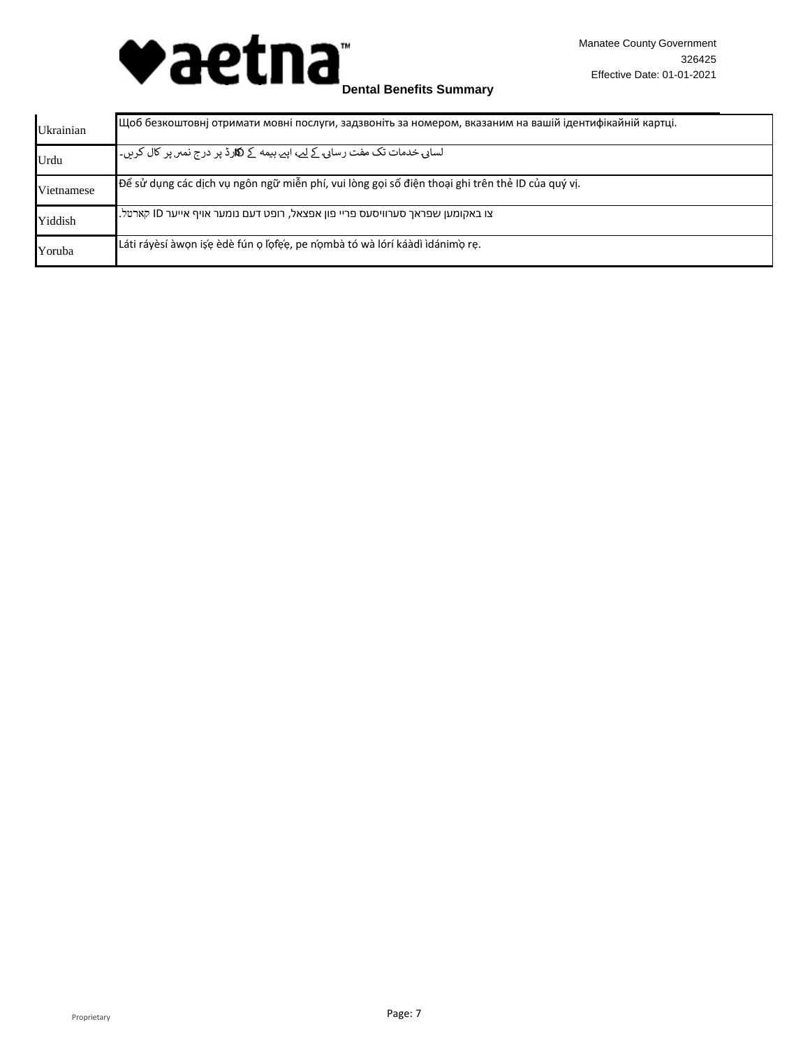| | |
|---|---|
| Ukrainian | Щоб безкоштовнј отримати мовні послуги, задзвоніть за номером, вказаним на вашій ідентифікайній картці. |
| Urdu | لسانی خدمات تک مفت رسائی کے لیے اپنے بیمہ کے IDکارڈ پر درج نمبر پر کال کریں۔ |
| Vietnamese | Để sử dụng các dịch vụ ngôn ngữ miễn phí, vui lòng gọi số điện thoại ghi trên thẻ ID của quý vị. |
| Yiddish | צו באקומען שפראך סערוויסעס פריי פון אפצאל, רופט דעם נומער אויף אייער ID קארטל. |
| Yoruba | Láti ráyèsí àwọn iṣ́ẹ èdè fún ọ l'ọ́fẹ́ẹ, pe nọ́mbà tó wà lórí káàdì ìdánimọ̀ rẹ. |